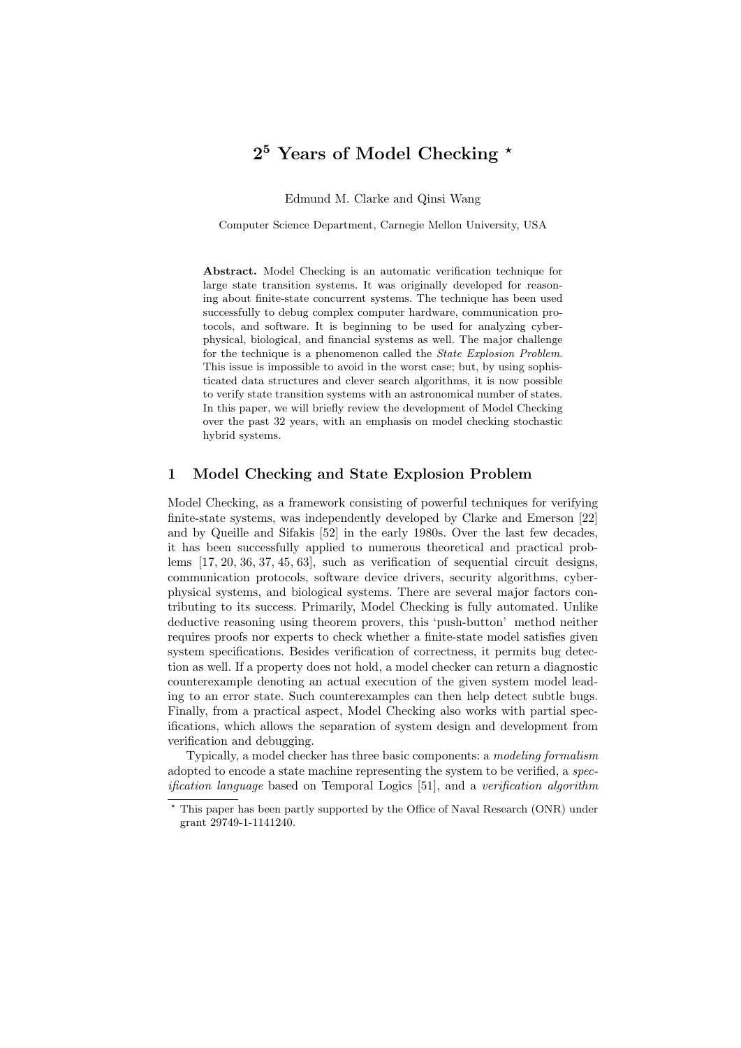# $2^5$ Years of Model Checking *

Edmund M. Clarke and Qinsi Wang

Computer Science Department, Carnegie Mellon University, USA

**Abstract.** Model Checking is an automatic verification technique for large state transition systems. It was originally developed for reasoning about finite-state concurrent systems. The technique has been used successfully to debug complex computer hardware, communication protocols, and software. It is beginning to be used for analyzing cyber-physical, biological, and financial systems as well. The major challenge for the technique is a phenomenon called the *State Explosion Problem*. This issue is impossible to avoid in the worst case; but, by using sophisticated data structures and clever search algorithms, it is now possible to verify state transition systems with an astronomical number of states. In this paper, we will briefly review the development of Model Checking over the past 32 years, with an emphasis on model checking stochastic hybrid systems.

## 1 Model Checking and State Explosion Problem

Model Checking, as a framework consisting of powerful techniques for verifying finite-state systems, was independently developed by Clarke and Emerson [22] and by Queille and Sifakis [52] in the early 1980s. Over the last few decades, it has been successfully applied to numerous theoretical and practical problems [17, 20, 36, 37, 45, 63], such as verification of sequential circuit designs, communication protocols, software device drivers, security algorithms, cyber-physical systems, and biological systems. There are several major factors contributing to its success. Primarily, Model Checking is fully automated. Unlike deductive reasoning using theorem provers, this 'push-button' method neither requires proofs nor experts to check whether a finite-state model satisfies given system specifications. Besides verification of correctness, it permits bug detection as well. If a property does not hold, a model checker can return a diagnostic counterexample denoting an actual execution of the given system model leading to an error state. Such counterexamples can then help detect subtle bugs. Finally, from a practical aspect, Model Checking also works with partial specifications, which allows the separation of system design and development from verification and debugging.

Typically, a model checker has three basic components: a *modeling formalism* adopted to encode a state machine representing the system to be verified, a *specification language* based on Temporal Logics [51], and a *verification algorithm*

* This paper has been partly supported by the Office of Naval Research (ONR) under grant 29749-1-1141240.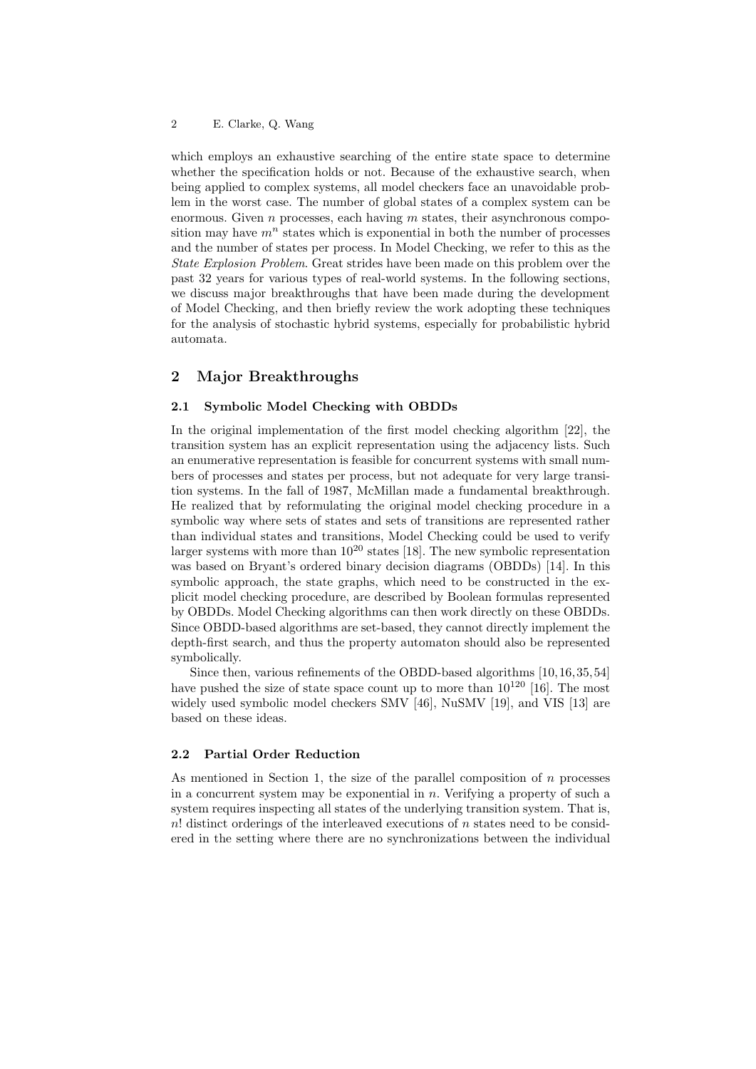which employs an exhaustive searching of the entire state space to determine whether the specification holds or not. Because of the exhaustive search, when being applied to complex systems, all model checkers face an unavoidable problem in the worst case. The number of global states of a complex system can be enormous. Given $n$ processes, each having $m$ states, their asynchronous composition may have $m^n$ states which is exponential in both the number of processes and the number of states per process. In Model Checking, we refer to this as the *State Explosion Problem*. Great strides have been made on this problem over the past 32 years for various types of real-world systems. In the following sections, we discuss major breakthroughs that have been made during the development of Model Checking, and then briefly review the work adopting these techniques for the analysis of stochastic hybrid systems, especially for probabilistic hybrid automata.

## 2 Major Breakthroughs

### 2.1 Symbolic Model Checking with OBDDs

In the original implementation of the first model checking algorithm [22], the transition system has an explicit representation using the adjacency lists. Such an enumerative representation is feasible for concurrent systems with small numbers of processes and states per process, but not adequate for very large transition systems. In the fall of 1987, McMillan made a fundamental breakthrough. He realized that by reformulating the original model checking procedure in a symbolic way where sets of states and sets of transitions are represented rather than individual states and transitions, Model Checking could be used to verify larger systems with more than $10^{20}$ states [18]. The new symbolic representation was based on Bryant's ordered binary decision diagrams (OBDDs) [14]. In this symbolic approach, the state graphs, which need to be constructed in the explicit model checking procedure, are described by Boolean formulas represented by OBDDs. Model Checking algorithms can then work directly on these OBDDs. Since OBDD-based algorithms are set-based, they cannot directly implement the depth-first search, and thus the property automaton should also be represented symbolically.

Since then, various refinements of the OBDD-based algorithms [10, 16, 35, 54] have pushed the size of state space count up to more than $10^{120}$ [16]. The most widely used symbolic model checkers SMV [46], NuSMV [19], and VIS [13] are based on these ideas.

### 2.2 Partial Order Reduction

As mentioned in Section 1, the size of the parallel composition of $n$ processes in a concurrent system may be exponential in $n$. Verifying a property of such a system requires inspecting all states of the underlying transition system. That is, $n!$ distinct orderings of the interleaved executions of $n$ states need to be considered in the setting where there are no synchronizations between the individual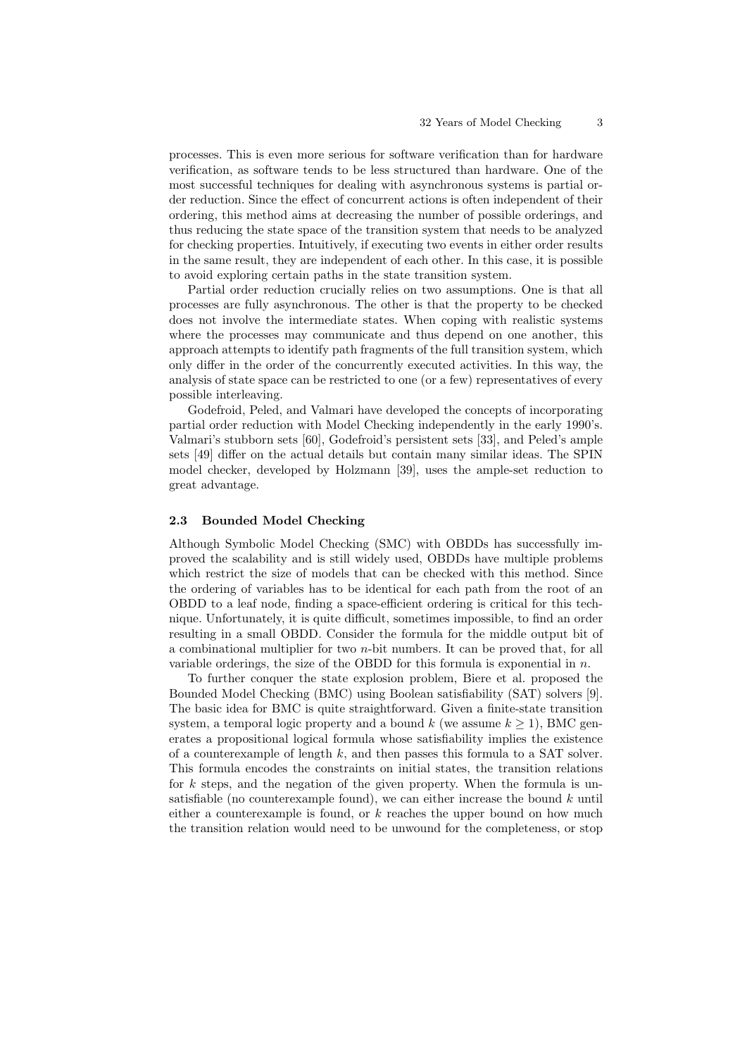processes. This is even more serious for software verification than for hardware verification, as software tends to be less structured than hardware. One of the most successful techniques for dealing with asynchronous systems is partial order reduction. Since the effect of concurrent actions is often independent of their ordering, this method aims at decreasing the number of possible orderings, and thus reducing the state space of the transition system that needs to be analyzed for checking properties. Intuitively, if executing two events in either order results in the same result, they are independent of each other. In this case, it is possible to avoid exploring certain paths in the state transition system.

Partial order reduction crucially relies on two assumptions. One is that all processes are fully asynchronous. The other is that the property to be checked does not involve the intermediate states. When coping with realistic systems where the processes may communicate and thus depend on one another, this approach attempts to identify path fragments of the full transition system, which only differ in the order of the concurrently executed activities. In this way, the analysis of state space can be restricted to one (or a few) representatives of every possible interleaving.

Godefroid, Peled, and Valmari have developed the concepts of incorporating partial order reduction with Model Checking independently in the early 1990's. Valmari's stubborn sets [60], Godefroid's persistent sets [33], and Peled's ample sets [49] differ on the actual details but contain many similar ideas. The SPIN model checker, developed by Holzmann [39], uses the ample-set reduction to great advantage.

### 2.3 Bounded Model Checking

Although Symbolic Model Checking (SMC) with OBDDs has successfully improved the scalability and is still widely used, OBDDs have multiple problems which restrict the size of models that can be checked with this method. Since the ordering of variables has to be identical for each path from the root of an OBDD to a leaf node, finding a space-efficient ordering is critical for this technique. Unfortunately, it is quite difficult, sometimes impossible, to find an order resulting in a small OBDD. Consider the formula for the middle output bit of a combinational multiplier for two $n$-bit numbers. It can be proved that, for all variable orderings, the size of the OBDD for this formula is exponential in $n$.

To further conquer the state explosion problem, Biere et al. proposed the Bounded Model Checking (BMC) using Boolean satisfiability (SAT) solvers [9]. The basic idea for BMC is quite straightforward. Given a finite-state transition system, a temporal logic property and a bound $k$ (we assume $k \geq 1$), BMC generates a propositional logical formula whose satisfiability implies the existence of a counterexample of length $k$, and then passes this formula to a SAT solver. This formula encodes the constraints on initial states, the transition relations for $k$ steps, and the negation of the given property. When the formula is unsatisfiable (no counterexample found), we can either increase the bound $k$ until either a counterexample is found, or $k$ reaches the upper bound on how much the transition relation would need to be unwound for the completeness, or stop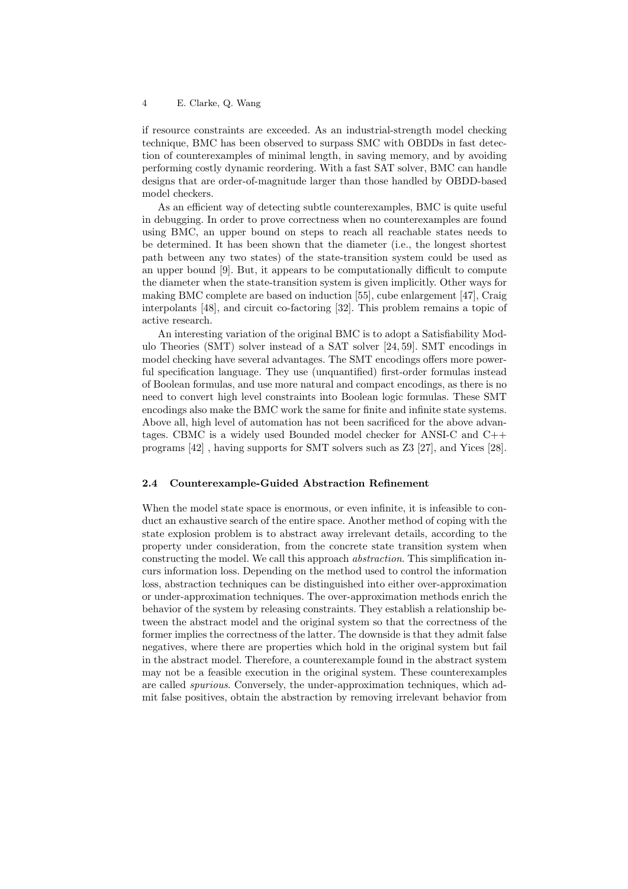if resource constraints are exceeded. As an industrial-strength model checking technique, BMC has been observed to surpass SMC with OBDDs in fast detection of counterexamples of minimal length, in saving memory, and by avoiding performing costly dynamic reordering. With a fast SAT solver, BMC can handle designs that are order-of-magnitude larger than those handled by OBDD-based model checkers.

As an efficient way of detecting subtle counterexamples, BMC is quite useful in debugging. In order to prove correctness when no counterexamples are found using BMC, an upper bound on steps to reach all reachable states needs to be determined. It has been shown that the diameter (i.e., the longest shortest path between any two states) of the state-transition system could be used as an upper bound [9]. But, it appears to be computationally difficult to compute the diameter when the state-transition system is given implicitly. Other ways for making BMC complete are based on induction [55], cube enlargement [47], Craig interpolants [48], and circuit co-factoring [32]. This problem remains a topic of active research.

An interesting variation of the original BMC is to adopt a Satisfiability Modulo Theories (SMT) solver instead of a SAT solver [24, 59]. SMT encodings in model checking have several advantages. The SMT encodings offers more powerful specification language. They use (unquantified) first-order formulas instead of Boolean formulas, and use more natural and compact encodings, as there is no need to convert high level constraints into Boolean logic formulas. These SMT encodings also make the BMC work the same for finite and infinite state systems. Above all, high level of automation has not been sacrificed for the above advantages. CBMC is a widely used Bounded model checker for ANSI-C and C++ programs [42] , having supports for SMT solvers such as Z3 [27], and Yices [28].

### 2.4 Counterexample-Guided Abstraction Refinement

When the model state space is enormous, or even infinite, it is infeasible to conduct an exhaustive search of the entire space. Another method of coping with the state explosion problem is to abstract away irrelevant details, according to the property under consideration, from the concrete state transition system when constructing the model. We call this approach *abstraction*. This simplification incurs information loss. Depending on the method used to control the information loss, abstraction techniques can be distinguished into either over-approximation or under-approximation techniques. The over-approximation methods enrich the behavior of the system by releasing constraints. They establish a relationship between the abstract model and the original system so that the correctness of the former implies the correctness of the latter. The downside is that they admit false negatives, where there are properties which hold in the original system but fail in the abstract model. Therefore, a counterexample found in the abstract system may not be a feasible execution in the original system. These counterexamples are called *spurious*. Conversely, the under-approximation techniques, which admit false positives, obtain the abstraction by removing irrelevant behavior from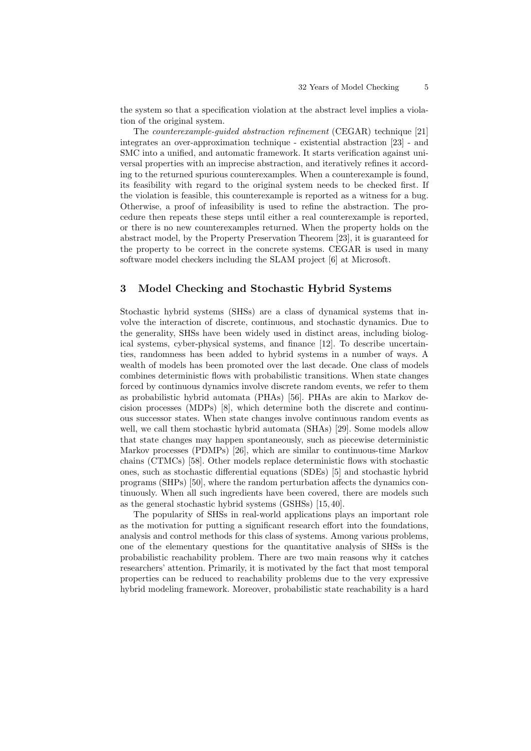the system so that a specification violation at the abstract level implies a violation of the original system.

The *counterexample-guided abstraction refinement* (CEGAR) technique [21] integrates an over-approximation technique - existential abstraction [23] - and SMC into a unified, and automatic framework. It starts verification against universal properties with an imprecise abstraction, and iteratively refines it according to the returned spurious counterexamples. When a counterexample is found, its feasibility with regard to the original system needs to be checked first. If the violation is feasible, this counterexample is reported as a witness for a bug. Otherwise, a proof of infeasibility is used to refine the abstraction. The procedure then repeats these steps until either a real counterexample is reported, or there is no new counterexamples returned. When the property holds on the abstract model, by the Property Preservation Theorem [23], it is guaranteed for the property to be correct in the concrete systems. CEGAR is used in many software model checkers including the SLAM project [6] at Microsoft.

## 3 Model Checking and Stochastic Hybrid Systems

Stochastic hybrid systems (SHSs) are a class of dynamical systems that involve the interaction of discrete, continuous, and stochastic dynamics. Due to the generality, SHSs have been widely used in distinct areas, including biological systems, cyber-physical systems, and finance [12]. To describe uncertainties, randomness has been added to hybrid systems in a number of ways. A wealth of models has been promoted over the last decade. One class of models combines deterministic flows with probabilistic transitions. When state changes forced by continuous dynamics involve discrete random events, we refer to them as probabilistic hybrid automata (PHAs) [56]. PHAs are akin to Markov decision processes (MDPs) [8], which determine both the discrete and continuous successor states. When state changes involve continuous random events as well, we call them stochastic hybrid automata (SHAs) [29]. Some models allow that state changes may happen spontaneously, such as piecewise deterministic Markov processes (PDMPs) [26], which are similar to continuous-time Markov chains (CTMCs) [58]. Other models replace deterministic flows with stochastic ones, such as stochastic differential equations (SDEs) [5] and stochastic hybrid programs (SHPs) [50], where the random perturbation affects the dynamics continuously. When all such ingredients have been covered, there are models such as the general stochastic hybrid systems (GSHSs) [15, 40].

The popularity of SHSs in real-world applications plays an important role as the motivation for putting a significant research effort into the foundations, analysis and control methods for this class of systems. Among various problems, one of the elementary questions for the quantitative analysis of SHSs is the probabilistic reachability problem. There are two main reasons why it catches researchers' attention. Primarily, it is motivated by the fact that most temporal properties can be reduced to reachability problems due to the very expressive hybrid modeling framework. Moreover, probabilistic state reachability is a hard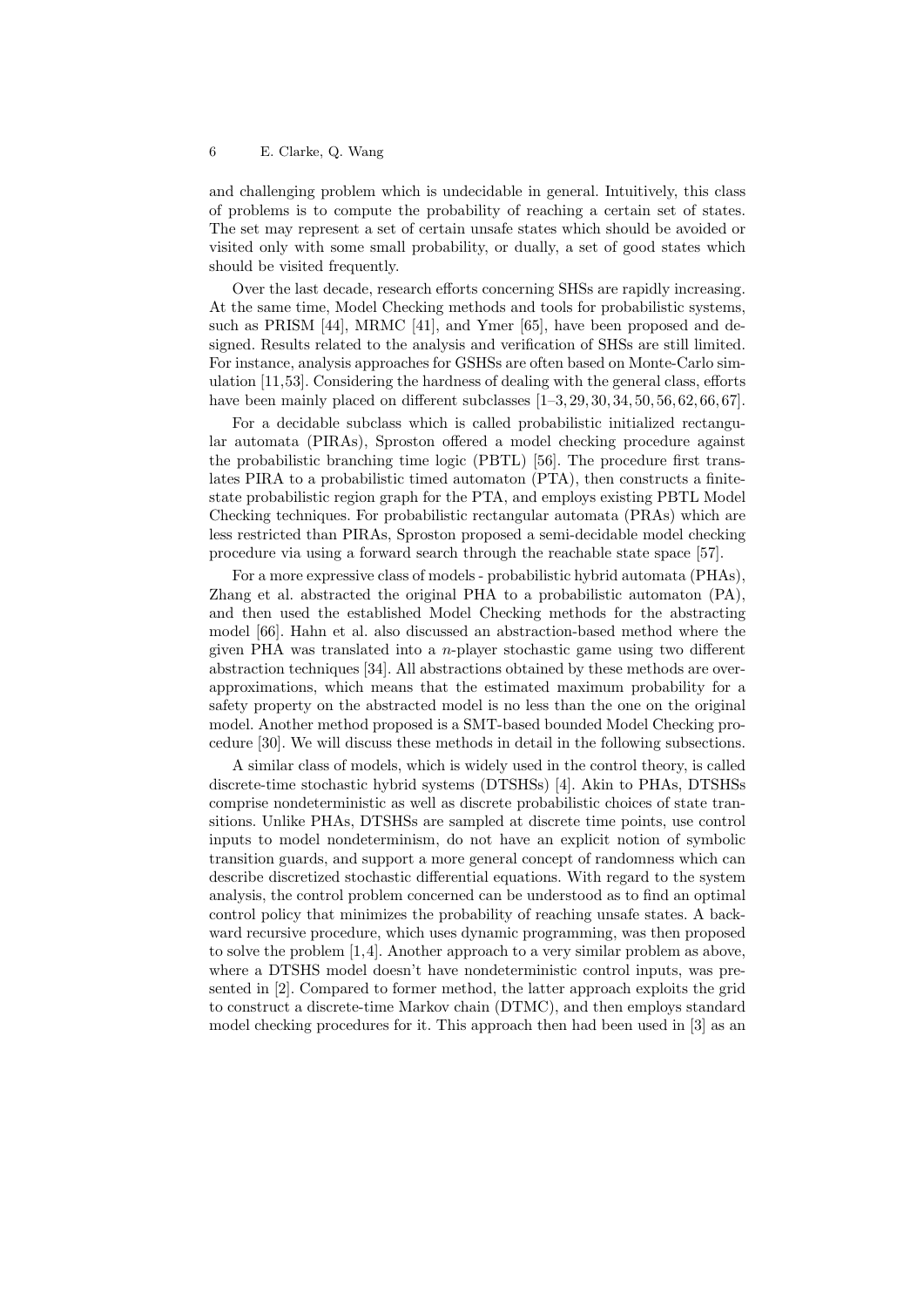and challenging problem which is undecidable in general. Intuitively, this class of problems is to compute the probability of reaching a certain set of states. The set may represent a set of certain unsafe states which should be avoided or visited only with some small probability, or dually, a set of good states which should be visited frequently.

Over the last decade, research efforts concerning SHSs are rapidly increasing. At the same time, Model Checking methods and tools for probabilistic systems, such as PRISM [44], MRMC [41], and Ymer [65], have been proposed and designed. Results related to the analysis and verification of SHSs are still limited. For instance, analysis approaches for GSHSs are often based on Monte-Carlo simulation [11,53]. Considering the hardness of dealing with the general class, efforts have been mainly placed on different subclasses [1–3, 29, 30, 34, 50, 56, 62, 66, 67].

For a decidable subclass which is called probabilistic initialized rectangular automata (PIRAs), Sproston offered a model checking procedure against the probabilistic branching time logic (PBTL) [56]. The procedure first translates PIRA to a probabilistic timed automaton (PTA), then constructs a finite-state probabilistic region graph for the PTA, and employs existing PBTL Model Checking techniques. For probabilistic rectangular automata (PRAs) which are less restricted than PIRAs, Sproston proposed a semi-decidable model checking procedure via using a forward search through the reachable state space [57].

For a more expressive class of models - probabilistic hybrid automata (PHAs), Zhang et al. abstracted the original PHA to a probabilistic automaton (PA), and then used the established Model Checking methods for the abstracting model [66]. Hahn et al. also discussed an abstraction-based method where the given PHA was translated into a $n$-player stochastic game using two different abstraction techniques [34]. All abstractions obtained by these methods are over-approximations, which means that the estimated maximum probability for a safety property on the abstracted model is no less than the one on the original model. Another method proposed is a SMT-based bounded Model Checking procedure [30]. We will discuss these methods in detail in the following subsections.

A similar class of models, which is widely used in the control theory, is called discrete-time stochastic hybrid systems (DTSHSs) [4]. Akin to PHAs, DTSHSs comprise nondeterministic as well as discrete probabilistic choices of state transitions. Unlike PHAs, DTSHSs are sampled at discrete time points, use control inputs to model nondeterminism, do not have an explicit notion of symbolic transition guards, and support a more general concept of randomness which can describe discretized stochastic differential equations. With regard to the system analysis, the control problem concerned can be understood as to find an optimal control policy that minimizes the probability of reaching unsafe states. A backward recursive procedure, which uses dynamic programming, was then proposed to solve the problem [1,4]. Another approach to a very similar problem as above, where a DTSHS model doesn't have nondeterministic control inputs, was presented in [2]. Compared to former method, the latter approach exploits the grid to construct a discrete-time Markov chain (DTMC), and then employs standard model checking procedures for it. This approach then had been used in [3] as an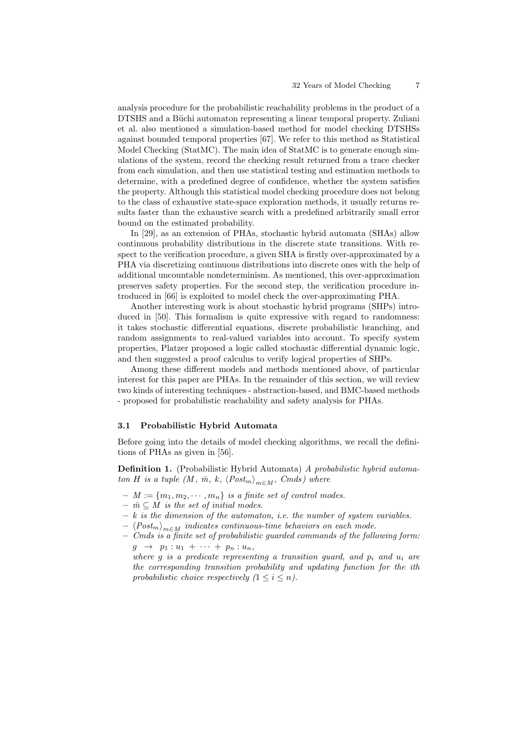analysis procedure for the probabilistic reachability problems in the product of a DTSHS and a Büchi automaton representing a linear temporal property. Zuliani et al. also mentioned a simulation-based method for model checking DTSHSs against bounded temporal properties [67]. We refer to this method as Statistical Model Checking (StatMC). The main idea of StatMC is to generate enough simulations of the system, record the checking result returned from a trace checker from each simulation, and then use statistical testing and estimation methods to determine, with a predefined degree of confidence, whether the system satisfies the property. Although this statistical model checking procedure does not belong to the class of exhaustive state-space exploration methods, it usually returns results faster than the exhaustive search with a predefined arbitrarily small error bound on the estimated probability.

In [29], as an extension of PHAs, stochastic hybrid automata (SHAs) allow continuous probability distributions in the discrete state transitions. With respect to the verification procedure, a given SHA is firstly over-approximated by a PHA via discretizing continuous distributions into discrete ones with the help of additional uncountable nondeterminism. As mentioned, this over-approximation preserves safety properties. For the second step, the verification procedure introduced in [66] is exploited to model check the over-approximating PHA.

Another interesting work is about stochastic hybrid programs (SHPs) introduced in [50]. This formalism is quite expressive with regard to randomness: it takes stochastic differential equations, discrete probabilistic branching, and random assignments to real-valued variables into account. To specify system properties, Platzer proposed a logic called stochastic differential dynamic logic, and then suggested a proof calculus to verify logical properties of SHPs.

Among these different models and methods mentioned above, of particular interest for this paper are PHAs. In the remainder of this section, we will review two kinds of interesting techniques - abstraction-based, and BMC-based methods - proposed for probabilistic reachability and safety analysis for PHAs.

### 3.1 Probabilistic Hybrid Automata

Before going into the details of model checking algorithms, we recall the definitions of PHAs as given in [56].

**Definition 1.** (Probabilistic Hybrid Automata) *A probabilistic hybrid automaton $H$ is a tuple ($M$, $\bar{m}$, $k$, $\langle Post_m \rangle_{m \in M}$, $Cmds$) where*

- *$M := \{m_1, m_2, \cdots, m_n\}$ is a finite set of control modes.*
- *$\bar{m} \subseteq M$ is the set of initial modes.*
- *$k$ is the dimension of the automaton, i.e. the number of system variables.*
- *$\langle Post_m \rangle_{m \in M}$ indicates continuous-time behaviors on each mode.*
- *$Cmds$ is a finite set of probabilistic guarded commands of the following form:* $g \;\rightarrow\; p_1 : u_1 \;+\; \cdots \;+\; p_n : u_n$, *where $g$ is a predicate representing a transition guard, and $p_i$ and $u_i$ are the corresponding transition probability and updating function for the ith probabilistic choice respectively ($1 \leq i \leq n$).*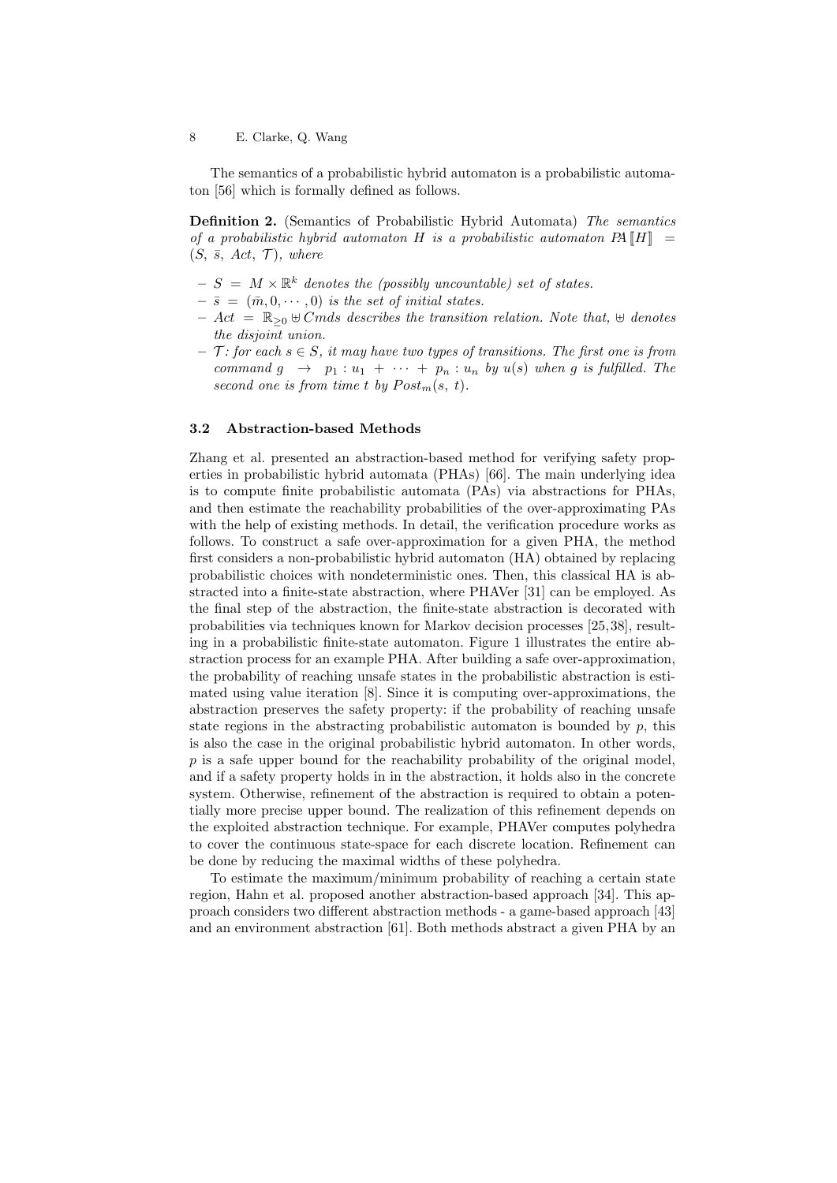The semantics of a probabilistic hybrid automaton is a probabilistic automaton [56] which is formally defined as follows.

**Definition 2.** (Semantics of Probabilistic Hybrid Automata) *The semantics of a probabilistic hybrid automaton $H$ is a probabilistic automaton $PA[\![H]\!] = (S, \bar{s}, Act, \mathcal{T})$, where*

- $S = M \times \mathbb{R}^k$ *denotes the (possibly uncountable) set of states.*
- $\bar{s} = (\bar{m}, 0, \cdots, 0)$ *is the set of initial states.*
- $Act = \mathbb{R}_{\geq 0} \uplus Cmds$ *describes the transition relation. Note that, $\uplus$ denotes the disjoint union.*
- $\mathcal{T}$*: for each $s \in S$, it may have two types of transitions. The first one is from command $g \rightarrow p_1 : u_1 + \cdots + p_n : u_n$ by $u(s)$ when $g$ is fulfilled. The second one is from time $t$ by $Post_m(s, t)$.*

### 3.2 Abstraction-based Methods

Zhang et al. presented an abstraction-based method for verifying safety properties in probabilistic hybrid automata (PHAs) [66]. The main underlying idea is to compute finite probabilistic automata (PAs) via abstractions for PHAs, and then estimate the reachability probabilities of the over-approximating PAs with the help of existing methods. In detail, the verification procedure works as follows. To construct a safe over-approximation for a given PHA, the method first considers a non-probabilistic hybrid automaton (HA) obtained by replacing probabilistic choices with nondeterministic ones. Then, this classical HA is abstracted into a finite-state abstraction, where PHAVer [31] can be employed. As the final step of the abstraction, the finite-state abstraction is decorated with probabilities via techniques known for Markov decision processes [25,38], resulting in a probabilistic finite-state automaton. Figure 1 illustrates the entire abstraction process for an example PHA. After building a safe over-approximation, the probability of reaching unsafe states in the probabilistic abstraction is estimated using value iteration [8]. Since it is computing over-approximations, the abstraction preserves the safety property: if the probability of reaching unsafe state regions in the abstracting probabilistic automaton is bounded by $p$, this is also the case in the original probabilistic hybrid automaton. In other words, $p$ is a safe upper bound for the reachability probability of the original model, and if a safety property holds in in the abstraction, it holds also in the concrete system. Otherwise, refinement of the abstraction is required to obtain a potentially more precise upper bound. The realization of this refinement depends on the exploited abstraction technique. For example, PHAVer computes polyhedra to cover the continuous state-space for each discrete location. Refinement can be done by reducing the maximal widths of these polyhedra.

To estimate the maximum/minimum probability of reaching a certain state region, Hahn et al. proposed another abstraction-based approach [34]. This approach considers two different abstraction methods - a game-based approach [43] and an environment abstraction [61]. Both methods abstract a given PHA by an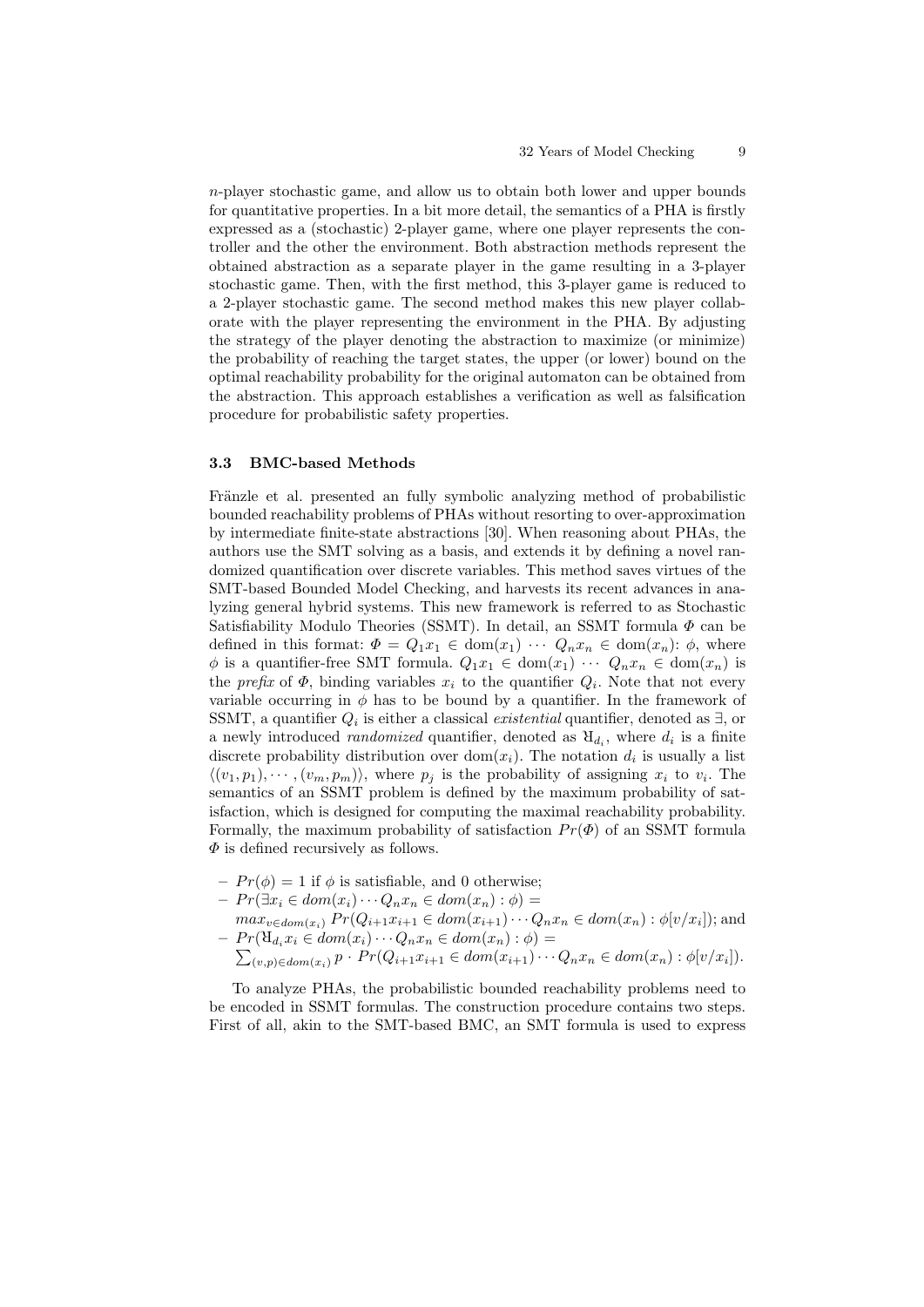$n$-player stochastic game, and allow us to obtain both lower and upper bounds for quantitative properties. In a bit more detail, the semantics of a PHA is firstly expressed as a (stochastic) 2-player game, where one player represents the controller and the other the environment. Both abstraction methods represent the obtained abstraction as a separate player in the game resulting in a 3-player stochastic game. Then, with the first method, this 3-player game is reduced to a 2-player stochastic game. The second method makes this new player collaborate with the player representing the environment in the PHA. By adjusting the strategy of the player denoting the abstraction to maximize (or minimize) the probability of reaching the target states, the upper (or lower) bound on the optimal reachability probability for the original automaton can be obtained from the abstraction. This approach establishes a verification as well as falsification procedure for probabilistic safety properties.

### 3.3 BMC-based Methods

Fränzle et al. presented an fully symbolic analyzing method of probabilistic bounded reachability problems of PHAs without resorting to over-approximation by intermediate finite-state abstractions [30]. When reasoning about PHAs, the authors use the SMT solving as a basis, and extends it by defining a novel randomized quantification over discrete variables. This method saves virtues of the SMT-based Bounded Model Checking, and harvests its recent advances in analyzing general hybrid systems. This new framework is referred to as Stochastic Satisfiability Modulo Theories (SSMT). In detail, an SSMT formula $\Phi$ can be defined in this format: $\Phi = Q_1 x_1 \in \mathrm{dom}(x_1) \cdots Q_n x_n \in \mathrm{dom}(x_n)$: $\phi$, where $\phi$ is a quantifier-free SMT formula. $Q_1 x_1 \in \mathrm{dom}(x_1) \cdots Q_n x_n \in \mathrm{dom}(x_n)$ is the *prefix* of $\Phi$, binding variables $x_i$ to the quantifier $Q_i$. Note that not every variable occurring in $\phi$ has to be bound by a quantifier. In the framework of SSMT, a quantifier $Q_i$ is either a classical *existential* quantifier, denoted as $\exists$, or a newly introduced *randomized* quantifier, denoted as $\text{Я}_{d_i}$, where $d_i$ is a finite discrete probability distribution over $\mathrm{dom}(x_i)$. The notation $d_i$ is usually a list $\langle (v_1, p_1), \cdots, (v_m, p_m) \rangle$, where $p_j$ is the probability of assigning $x_i$ to $v_i$. The semantics of an SSMT problem is defined by the maximum probability of satisfaction, which is designed for computing the maximal reachability probability. Formally, the maximum probability of satisfaction $Pr(\Phi)$ of an SSMT formula $\Phi$ is defined recursively as follows.

- $Pr(\phi) = 1$ if $\phi$ is satisfiable, and 0 otherwise;
- $Pr(\exists x_i \in dom(x_i) \cdots Q_n x_n \in dom(x_n) : \phi) =$ $max_{v \in dom(x_i)} Pr(Q_{i+1} x_{i+1} \in dom(x_{i+1}) \cdots Q_n x_n \in dom(x_n) : \phi[v/x_i])$; and
- $Pr(\text{Я}_{d_i} x_i \in dom(x_i) \cdots Q_n x_n \in dom(x_n) : \phi) =$ $\sum_{(v,p) \in dom(x_i)} p \cdot Pr(Q_{i+1} x_{i+1} \in dom(x_{i+1}) \cdots Q_n x_n \in dom(x_n) : \phi[v/x_i])$.

To analyze PHAs, the probabilistic bounded reachability problems need to be encoded in SSMT formulas. The construction procedure contains two steps. First of all, akin to the SMT-based BMC, an SMT formula is used to express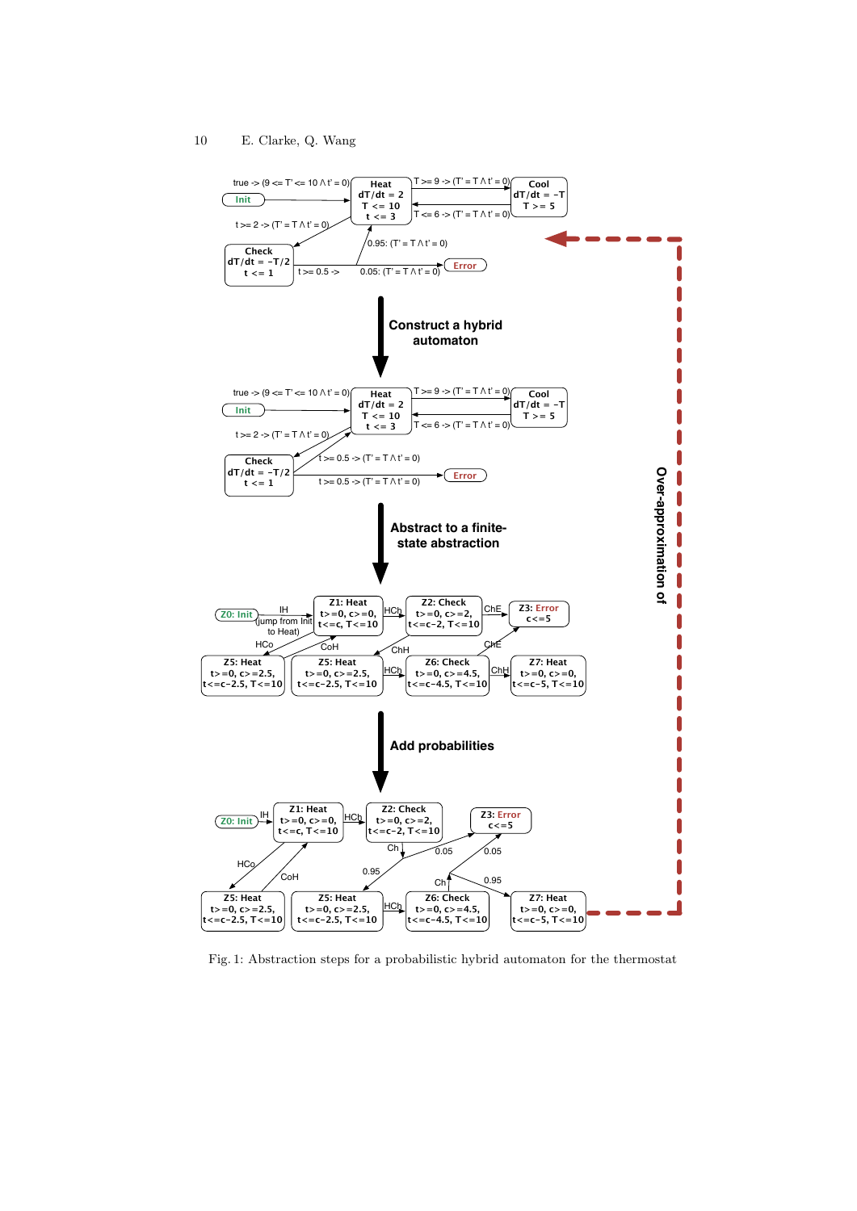Fig. 1: Abstraction steps for a probabilistic hybrid automaton for the thermostat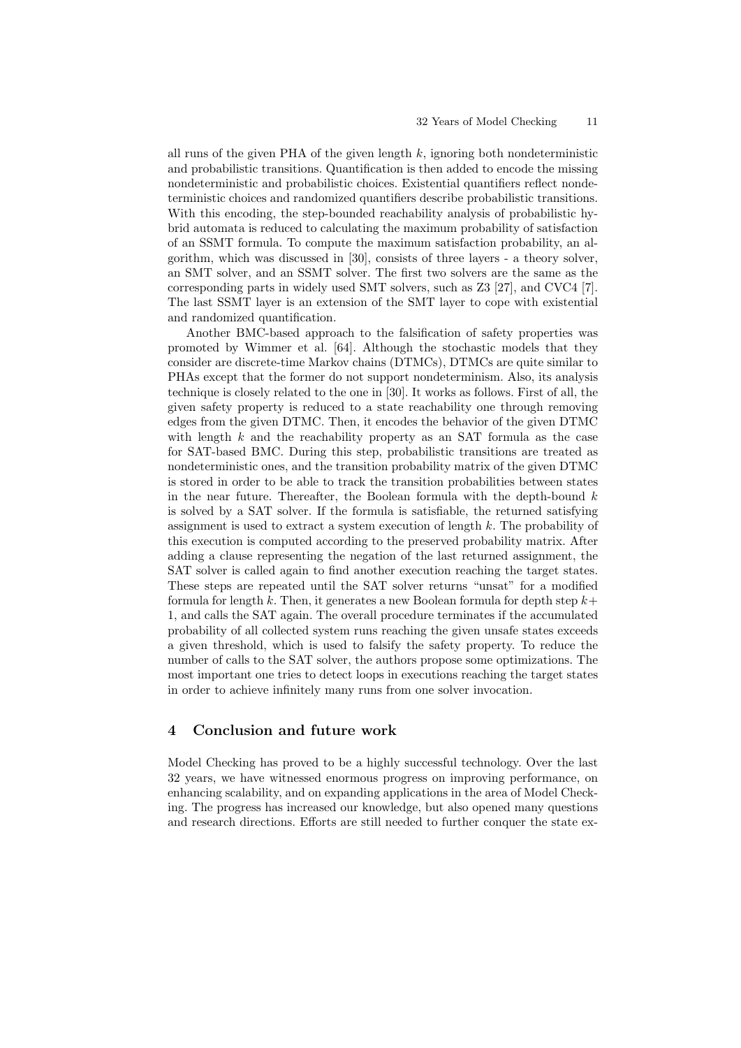all runs of the given PHA of the given length $k$, ignoring both nondeterministic and probabilistic transitions. Quantification is then added to encode the missing nondeterministic and probabilistic choices. Existential quantifiers reflect nondeterministic choices and randomized quantifiers describe probabilistic transitions. With this encoding, the step-bounded reachability analysis of probabilistic hybrid automata is reduced to calculating the maximum probability of satisfaction of an SSMT formula. To compute the maximum satisfaction probability, an algorithm, which was discussed in [30], consists of three layers - a theory solver, an SMT solver, and an SSMT solver. The first two solvers are the same as the corresponding parts in widely used SMT solvers, such as Z3 [27], and CVC4 [7]. The last SSMT layer is an extension of the SMT layer to cope with existential and randomized quantification.

Another BMC-based approach to the falsification of safety properties was promoted by Wimmer et al. [64]. Although the stochastic models that they consider are discrete-time Markov chains (DTMCs), DTMCs are quite similar to PHAs except that the former do not support nondeterminism. Also, its analysis technique is closely related to the one in [30]. It works as follows. First of all, the given safety property is reduced to a state reachability one through removing edges from the given DTMC. Then, it encodes the behavior of the given DTMC with length $k$ and the reachability property as an SAT formula as the case for SAT-based BMC. During this step, probabilistic transitions are treated as nondeterministic ones, and the transition probability matrix of the given DTMC is stored in order to be able to track the transition probabilities between states in the near future. Thereafter, the Boolean formula with the depth-bound $k$ is solved by a SAT solver. If the formula is satisfiable, the returned satisfying assignment is used to extract a system execution of length $k$. The probability of this execution is computed according to the preserved probability matrix. After adding a clause representing the negation of the last returned assignment, the SAT solver is called again to find another execution reaching the target states. These steps are repeated until the SAT solver returns "unsat" for a modified formula for length $k$. Then, it generates a new Boolean formula for depth step $k+1$, and calls the SAT again. The overall procedure terminates if the accumulated probability of all collected system runs reaching the given unsafe states exceeds a given threshold, which is used to falsify the safety property. To reduce the number of calls to the SAT solver, the authors propose some optimizations. The most important one tries to detect loops in executions reaching the target states in order to achieve infinitely many runs from one solver invocation.

## 4 Conclusion and future work

Model Checking has proved to be a highly successful technology. Over the last 32 years, we have witnessed enormous progress on improving performance, on enhancing scalability, and on expanding applications in the area of Model Checking. The progress has increased our knowledge, but also opened many questions and research directions. Efforts are still needed to further conquer the state ex-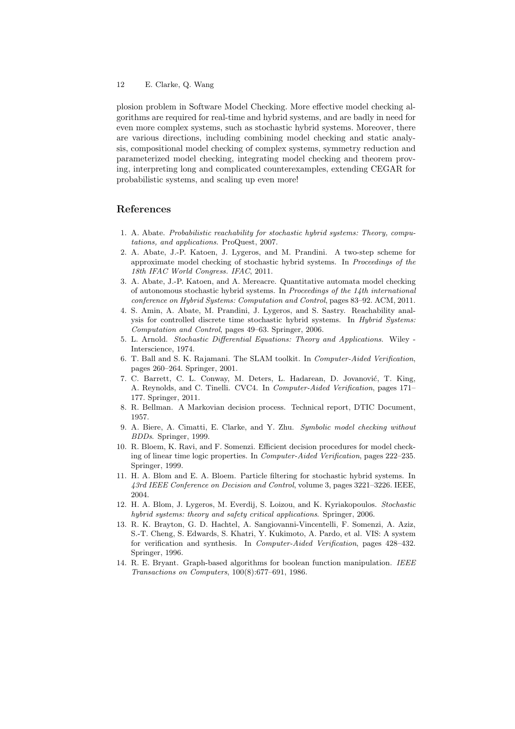plosion problem in Software Model Checking. More effective model checking algorithms are required for real-time and hybrid systems, and are badly in need for even more complex systems, such as stochastic hybrid systems. Moreover, there are various directions, including combining model checking and static analysis, compositional model checking of complex systems, symmetry reduction and parameterized model checking, integrating model checking and theorem proving, interpreting long and complicated counterexamples, extending CEGAR for probabilistic systems, and scaling up even more!

## References

1. A. Abate. *Probabilistic reachability for stochastic hybrid systems: Theory, computations, and applications*. ProQuest, 2007.
2. A. Abate, J.-P. Katoen, J. Lygeros, and M. Prandini. A two-step scheme for approximate model checking of stochastic hybrid systems. In *Proceedings of the 18th IFAC World Congress. IFAC*, 2011.
3. A. Abate, J.-P. Katoen, and A. Mereacre. Quantitative automata model checking of autonomous stochastic hybrid systems. In *Proceedings of the 14th international conference on Hybrid Systems: Computation and Control*, pages 83–92. ACM, 2011.
4. S. Amin, A. Abate, M. Prandini, J. Lygeros, and S. Sastry. Reachability analysis for controlled discrete time stochastic hybrid systems. In *Hybrid Systems: Computation and Control*, pages 49–63. Springer, 2006.
5. L. Arnold. *Stochastic Differential Equations: Theory and Applications*. Wiley - Interscience, 1974.
6. T. Ball and S. K. Rajamani. The SLAM toolkit. In *Computer-Aided Verification*, pages 260–264. Springer, 2001.
7. C. Barrett, C. L. Conway, M. Deters, L. Hadarean, D. Jovanović, T. King, A. Reynolds, and C. Tinelli. CVC4. In *Computer-Aided Verification*, pages 171–177. Springer, 2011.
8. R. Bellman. A Markovian decision process. Technical report, DTIC Document, 1957.
9. A. Biere, A. Cimatti, E. Clarke, and Y. Zhu. *Symbolic model checking without BDDs*. Springer, 1999.
10. R. Bloem, K. Ravi, and F. Somenzi. Efficient decision procedures for model checking of linear time logic properties. In *Computer-Aided Verification*, pages 222–235. Springer, 1999.
11. H. A. Blom and E. A. Bloem. Particle filtering for stochastic hybrid systems. In *43rd IEEE Conference on Decision and Control*, volume 3, pages 3221–3226. IEEE, 2004.
12. H. A. Blom, J. Lygeros, M. Everdij, S. Loizou, and K. Kyriakopoulos. *Stochastic hybrid systems: theory and safety critical applications*. Springer, 2006.
13. R. K. Brayton, G. D. Hachtel, A. Sangiovanni-Vincentelli, F. Somenzi, A. Aziz, S.-T. Cheng, S. Edwards, S. Khatri, Y. Kukimoto, A. Pardo, et al. VIS: A system for verification and synthesis. In *Computer-Aided Verification*, pages 428–432. Springer, 1996.
14. R. E. Bryant. Graph-based algorithms for boolean function manipulation. *IEEE Transactions on Computers*, 100(8):677–691, 1986.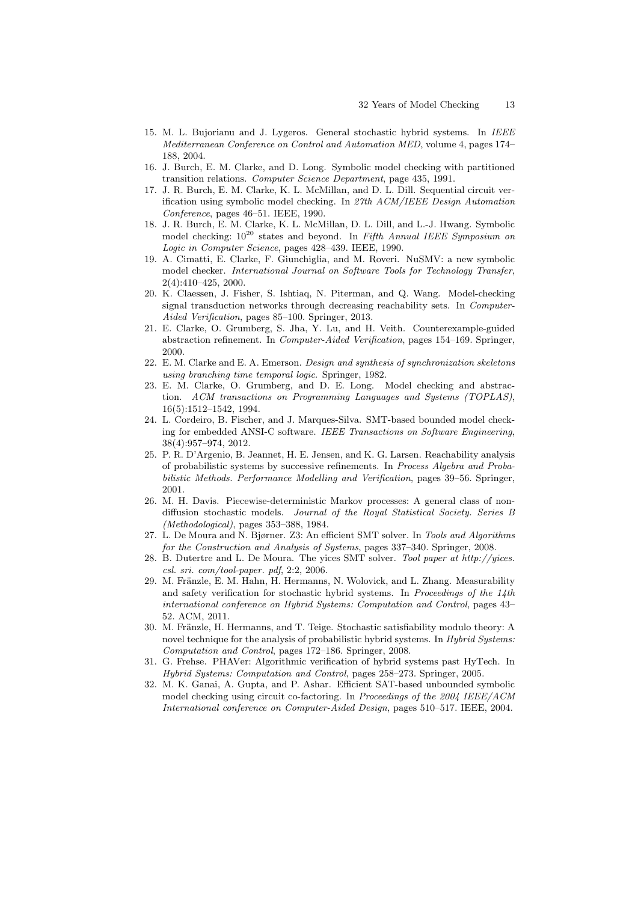15. M. L. Bujorianu and J. Lygeros. General stochastic hybrid systems. In *IEEE Mediterranean Conference on Control and Automation MED*, volume 4, pages 174–188, 2004.
16. J. Burch, E. M. Clarke, and D. Long. Symbolic model checking with partitioned transition relations. *Computer Science Department*, page 435, 1991.
17. J. R. Burch, E. M. Clarke, K. L. McMillan, and D. L. Dill. Sequential circuit verification using symbolic model checking. In *27th ACM/IEEE Design Automation Conference*, pages 46–51. IEEE, 1990.
18. J. R. Burch, E. M. Clarke, K. L. McMillan, D. L. Dill, and L.-J. Hwang. Symbolic model checking: $10^{20}$ states and beyond. In *Fifth Annual IEEE Symposium on Logic in Computer Science*, pages 428–439. IEEE, 1990.
19. A. Cimatti, E. Clarke, F. Giunchiglia, and M. Roveri. NuSMV: a new symbolic model checker. *International Journal on Software Tools for Technology Transfer*, 2(4):410–425, 2000.
20. K. Claessen, J. Fisher, S. Ishtiaq, N. Piterman, and Q. Wang. Model-checking signal transduction networks through decreasing reachability sets. In *Computer-Aided Verification*, pages 85–100. Springer, 2013.
21. E. Clarke, O. Grumberg, S. Jha, Y. Lu, and H. Veith. Counterexample-guided abstraction refinement. In *Computer-Aided Verification*, pages 154–169. Springer, 2000.
22. E. M. Clarke and E. A. Emerson. *Design and synthesis of synchronization skeletons using branching time temporal logic*. Springer, 1982.
23. E. M. Clarke, O. Grumberg, and D. E. Long. Model checking and abstraction. *ACM transactions on Programming Languages and Systems (TOPLAS)*, 16(5):1512–1542, 1994.
24. L. Cordeiro, B. Fischer, and J. Marques-Silva. SMT-based bounded model checking for embedded ANSI-C software. *IEEE Transactions on Software Engineering*, 38(4):957–974, 2012.
25. P. R. D'Argenio, B. Jeannet, H. E. Jensen, and K. G. Larsen. Reachability analysis of probabilistic systems by successive refinements. In *Process Algebra and Probabilistic Methods. Performance Modelling and Verification*, pages 39–56. Springer, 2001.
26. M. H. Davis. Piecewise-deterministic Markov processes: A general class of non-diffusion stochastic models. *Journal of the Royal Statistical Society. Series B (Methodological)*, pages 353–388, 1984.
27. L. De Moura and N. Bjørner. Z3: An efficient SMT solver. In *Tools and Algorithms for the Construction and Analysis of Systems*, pages 337–340. Springer, 2008.
28. B. Dutertre and L. De Moura. The yices SMT solver. *Tool paper at http://yices. csl. sri. com/tool-paper. pdf*, 2:2, 2006.
29. M. Fränzle, E. M. Hahn, H. Hermanns, N. Wolovick, and L. Zhang. Measurability and safety verification for stochastic hybrid systems. In *Proceedings of the 14th international conference on Hybrid Systems: Computation and Control*, pages 43–52. ACM, 2011.
30. M. Fränzle, H. Hermanns, and T. Teige. Stochastic satisfiability modulo theory: A novel technique for the analysis of probabilistic hybrid systems. In *Hybrid Systems: Computation and Control*, pages 172–186. Springer, 2008.
31. G. Frehse. PHAVer: Algorithmic verification of hybrid systems past HyTech. In *Hybrid Systems: Computation and Control*, pages 258–273. Springer, 2005.
32. M. K. Ganai, A. Gupta, and P. Ashar. Efficient SAT-based unbounded symbolic model checking using circuit co-factoring. In *Proceedings of the 2004 IEEE/ACM International conference on Computer-Aided Design*, pages 510–517. IEEE, 2004.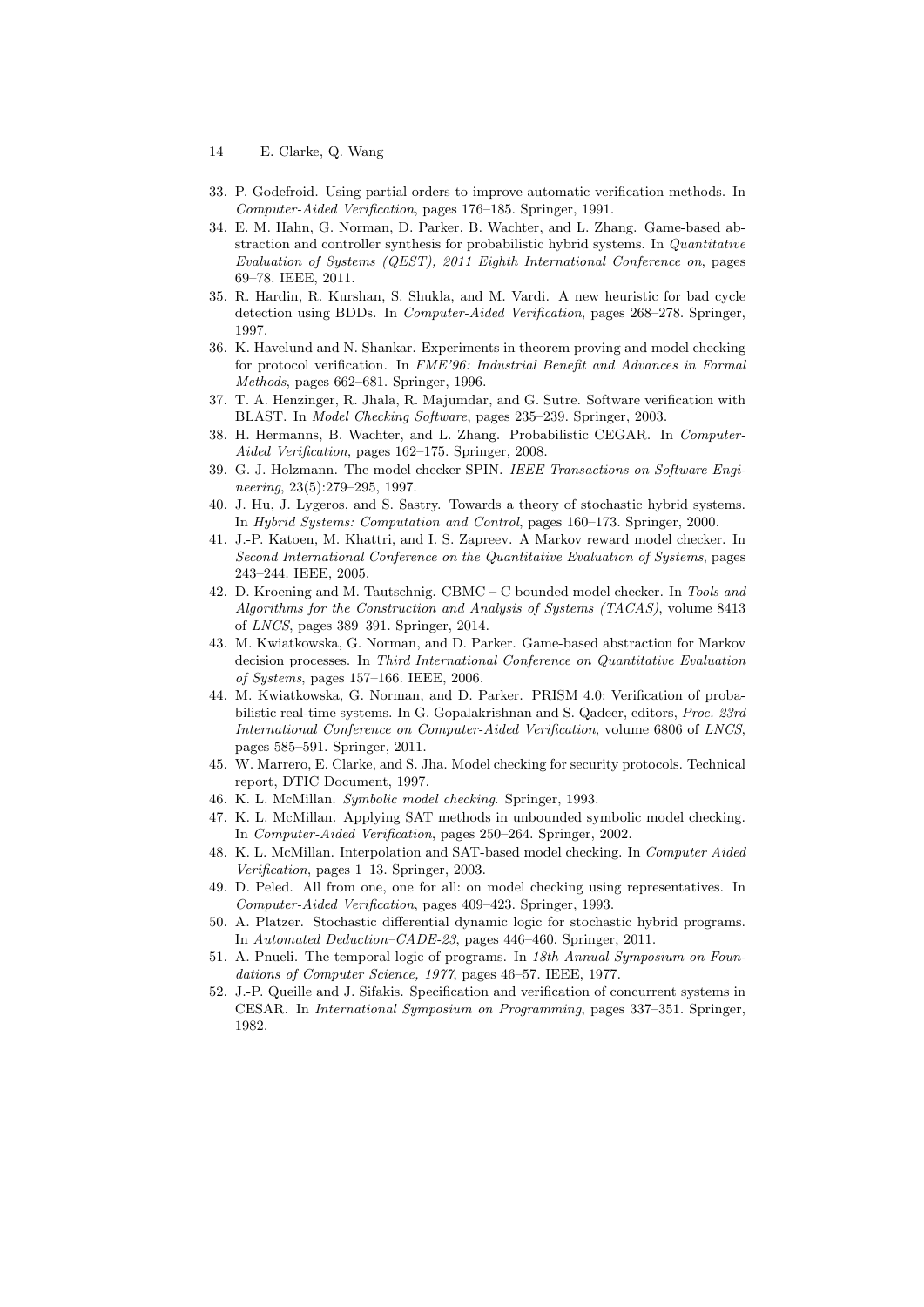33. P. Godefroid. Using partial orders to improve automatic verification methods. In *Computer-Aided Verification*, pages 176–185. Springer, 1991.
34. E. M. Hahn, G. Norman, D. Parker, B. Wachter, and L. Zhang. Game-based abstraction and controller synthesis for probabilistic hybrid systems. In *Quantitative Evaluation of Systems (QEST), 2011 Eighth International Conference on*, pages 69–78. IEEE, 2011.
35. R. Hardin, R. Kurshan, S. Shukla, and M. Vardi. A new heuristic for bad cycle detection using BDDs. In *Computer-Aided Verification*, pages 268–278. Springer, 1997.
36. K. Havelund and N. Shankar. Experiments in theorem proving and model checking for protocol verification. In *FME'96: Industrial Benefit and Advances in Formal Methods*, pages 662–681. Springer, 1996.
37. T. A. Henzinger, R. Jhala, R. Majumdar, and G. Sutre. Software verification with BLAST. In *Model Checking Software*, pages 235–239. Springer, 2003.
38. H. Hermanns, B. Wachter, and L. Zhang. Probabilistic CEGAR. In *Computer-Aided Verification*, pages 162–175. Springer, 2008.
39. G. J. Holzmann. The model checker SPIN. *IEEE Transactions on Software Engineering*, 23(5):279–295, 1997.
40. J. Hu, J. Lygeros, and S. Sastry. Towards a theory of stochastic hybrid systems. In *Hybrid Systems: Computation and Control*, pages 160–173. Springer, 2000.
41. J.-P. Katoen, M. Khattri, and I. S. Zapreev. A Markov reward model checker. In *Second International Conference on the Quantitative Evaluation of Systems*, pages 243–244. IEEE, 2005.
42. D. Kroening and M. Tautschnig. CBMC – C bounded model checker. In *Tools and Algorithms for the Construction and Analysis of Systems (TACAS)*, volume 8413 of *LNCS*, pages 389–391. Springer, 2014.
43. M. Kwiatkowska, G. Norman, and D. Parker. Game-based abstraction for Markov decision processes. In *Third International Conference on Quantitative Evaluation of Systems*, pages 157–166. IEEE, 2006.
44. M. Kwiatkowska, G. Norman, and D. Parker. PRISM 4.0: Verification of probabilistic real-time systems. In G. Gopalakrishnan and S. Qadeer, editors, *Proc. 23rd International Conference on Computer-Aided Verification*, volume 6806 of *LNCS*, pages 585–591. Springer, 2011.
45. W. Marrero, E. Clarke, and S. Jha. Model checking for security protocols. Technical report, DTIC Document, 1997.
46. K. L. McMillan. *Symbolic model checking*. Springer, 1993.
47. K. L. McMillan. Applying SAT methods in unbounded symbolic model checking. In *Computer-Aided Verification*, pages 250–264. Springer, 2002.
48. K. L. McMillan. Interpolation and SAT-based model checking. In *Computer Aided Verification*, pages 1–13. Springer, 2003.
49. D. Peled. All from one, one for all: on model checking using representatives. In *Computer-Aided Verification*, pages 409–423. Springer, 1993.
50. A. Platzer. Stochastic differential dynamic logic for stochastic hybrid programs. In *Automated Deduction–CADE-23*, pages 446–460. Springer, 2011.
51. A. Pnueli. The temporal logic of programs. In *18th Annual Symposium on Foundations of Computer Science, 1977*, pages 46–57. IEEE, 1977.
52. J.-P. Queille and J. Sifakis. Specification and verification of concurrent systems in CESAR. In *International Symposium on Programming*, pages 337–351. Springer, 1982.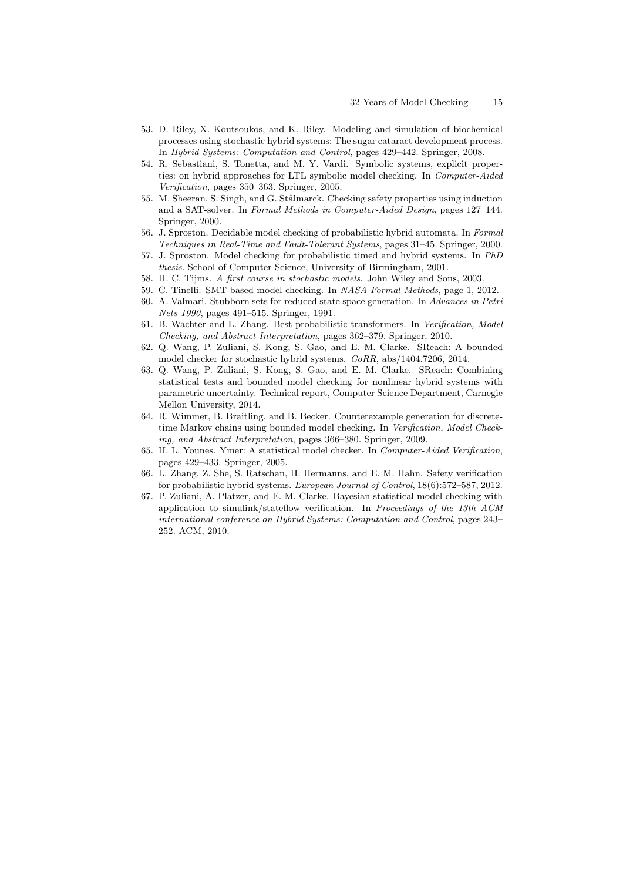53. D. Riley, X. Koutsoukos, and K. Riley. Modeling and simulation of biochemical processes using stochastic hybrid systems: The sugar cataract development process. In *Hybrid Systems: Computation and Control*, pages 429–442. Springer, 2008.
54. R. Sebastiani, S. Tonetta, and M. Y. Vardi. Symbolic systems, explicit properties: on hybrid approaches for LTL symbolic model checking. In *Computer-Aided Verification*, pages 350–363. Springer, 2005.
55. M. Sheeran, S. Singh, and G. Stålmarck. Checking safety properties using induction and a SAT-solver. In *Formal Methods in Computer-Aided Design*, pages 127–144. Springer, 2000.
56. J. Sproston. Decidable model checking of probabilistic hybrid automata. In *Formal Techniques in Real-Time and Fault-Tolerant Systems*, pages 31–45. Springer, 2000.
57. J. Sproston. Model checking for probabilistic timed and hybrid systems. In *PhD thesis*. School of Computer Science, University of Birmingham, 2001.
58. H. C. Tijms. *A first course in stochastic models*. John Wiley and Sons, 2003.
59. C. Tinelli. SMT-based model checking. In *NASA Formal Methods*, page 1, 2012.
60. A. Valmari. Stubborn sets for reduced state space generation. In *Advances in Petri Nets 1990*, pages 491–515. Springer, 1991.
61. B. Wachter and L. Zhang. Best probabilistic transformers. In *Verification, Model Checking, and Abstract Interpretation*, pages 362–379. Springer, 2010.
62. Q. Wang, P. Zuliani, S. Kong, S. Gao, and E. M. Clarke. SReach: A bounded model checker for stochastic hybrid systems. *CoRR*, abs/1404.7206, 2014.
63. Q. Wang, P. Zuliani, S. Kong, S. Gao, and E. M. Clarke. SReach: Combining statistical tests and bounded model checking for nonlinear hybrid systems with parametric uncertainty. Technical report, Computer Science Department, Carnegie Mellon University, 2014.
64. R. Wimmer, B. Braitling, and B. Becker. Counterexample generation for discrete-time Markov chains using bounded model checking. In *Verification, Model Checking, and Abstract Interpretation*, pages 366–380. Springer, 2009.
65. H. L. Younes. Ymer: A statistical model checker. In *Computer-Aided Verification*, pages 429–433. Springer, 2005.
66. L. Zhang, Z. She, S. Ratschan, H. Hermanns, and E. M. Hahn. Safety verification for probabilistic hybrid systems. *European Journal of Control*, 18(6):572–587, 2012.
67. P. Zuliani, A. Platzer, and E. M. Clarke. Bayesian statistical model checking with application to simulink/stateflow verification. In *Proceedings of the 13th ACM international conference on Hybrid Systems: Computation and Control*, pages 243–252. ACM, 2010.